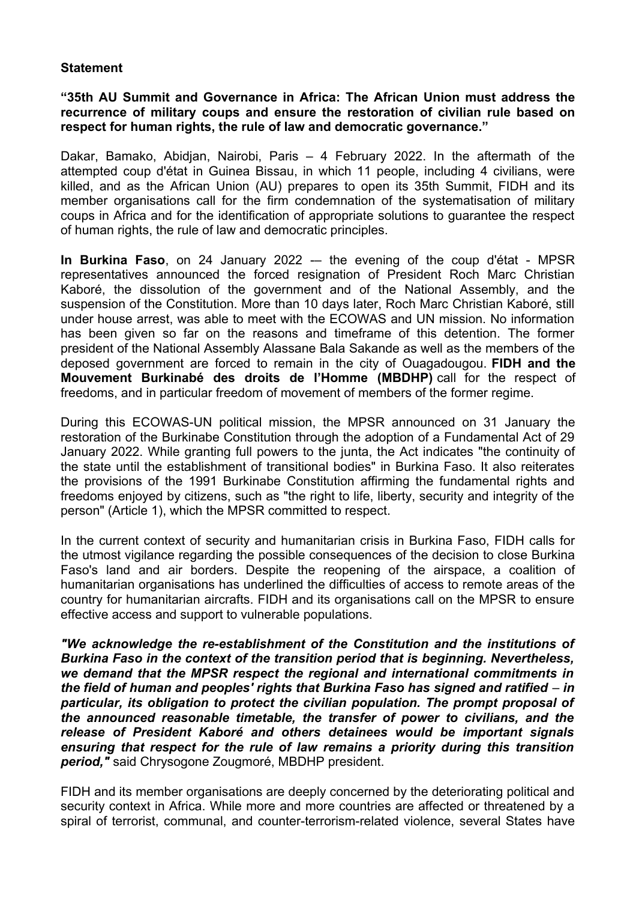**Statement**

**“35th AU Summit and Governance in Africa: The African Union must address the recurrence of military coups and ensure the restoration of civilian rule based on respect for human rights, the rule of law and democratic governance.”**

Dakar, Bamako, Abidjan, Nairobi, Paris – 4 February 2022. In the aftermath of the attempted coup d'état in Guinea Bissau, in which 11 people, including 4 civilians, were killed, and as the African Union (AU) prepares to open its 35th Summit, FIDH and its member organisations call for the firm condemnation of the systematisation of military coups in Africa and for the identification of appropriate solutions to guarantee the respect of human rights, the rule of law and democratic principles.

**In Burkina Faso**, on 24 January 2022 -– the evening of the coup d'état - MPSR representatives announced the forced resignation of President Roch Marc Christian Kaboré, the dissolution of the government and of the National Assembly, and the suspension of the Constitution. More than 10 days later, Roch Marc Christian Kaboré, still under house arrest, was able to meet with the ECOWAS and UN mission. No information has been given so far on the reasons and timeframe of this detention. The former president of the National Assembly Alassane Bala Sakande as well as the members of the deposed government are forced to remain in the city of Ouagadougou. **FIDH and the Mouvement Burkinabé des droits de l’Homme (MBDHP)** call for the respect of freedoms, and in particular freedom of movement of members of the former regime.

During this ECOWAS-UN political mission, the MPSR announced on 31 January the restoration of the Burkinabe Constitution through the adoption of a Fundamental Act of 29 January 2022. While granting full powers to the junta, the Act indicates "the continuity of the state until the establishment of transitional bodies" in Burkina Faso. It also reiterates the provisions of the 1991 Burkinabe Constitution affirming the fundamental rights and freedoms enjoyed by citizens, such as "the right to life, liberty, security and integrity of the person" (Article 1), which the MPSR committed to respect.

In the current context of security and humanitarian crisis in Burkina Faso, FIDH calls for the utmost vigilance regarding the possible consequences of the decision to close Burkina Faso's land and air borders. Despite the reopening of the airspace, a coalition of humanitarian organisations has underlined the difficulties of access to remote areas of the country for humanitarian aircrafts. FIDH and its organisations call on the MPSR to ensure effective access and support to vulnerable populations.

***"We acknowledge the re-establishment of the Constitution and the institutions of Burkina Faso in the context of the transition period that is beginning. Nevertheless, we demand that the MPSR respect the regional and international commitments in the field of human and peoples' rights that Burkina Faso has signed and ratified – in particular, its obligation to protect the civilian population. The prompt proposal of the announced reasonable timetable, the transfer of power to civilians, and the release of President Kaboré and others detainees would be important signals ensuring that respect for the rule of law remains a priority during this transition period,"*** said Chrysogone Zougmoré, MBDHP president.

FIDH and its member organisations are deeply concerned by the deteriorating political and security context in Africa. While more and more countries are affected or threatened by a spiral of terrorist, communal, and counter-terrorism-related violence, several States have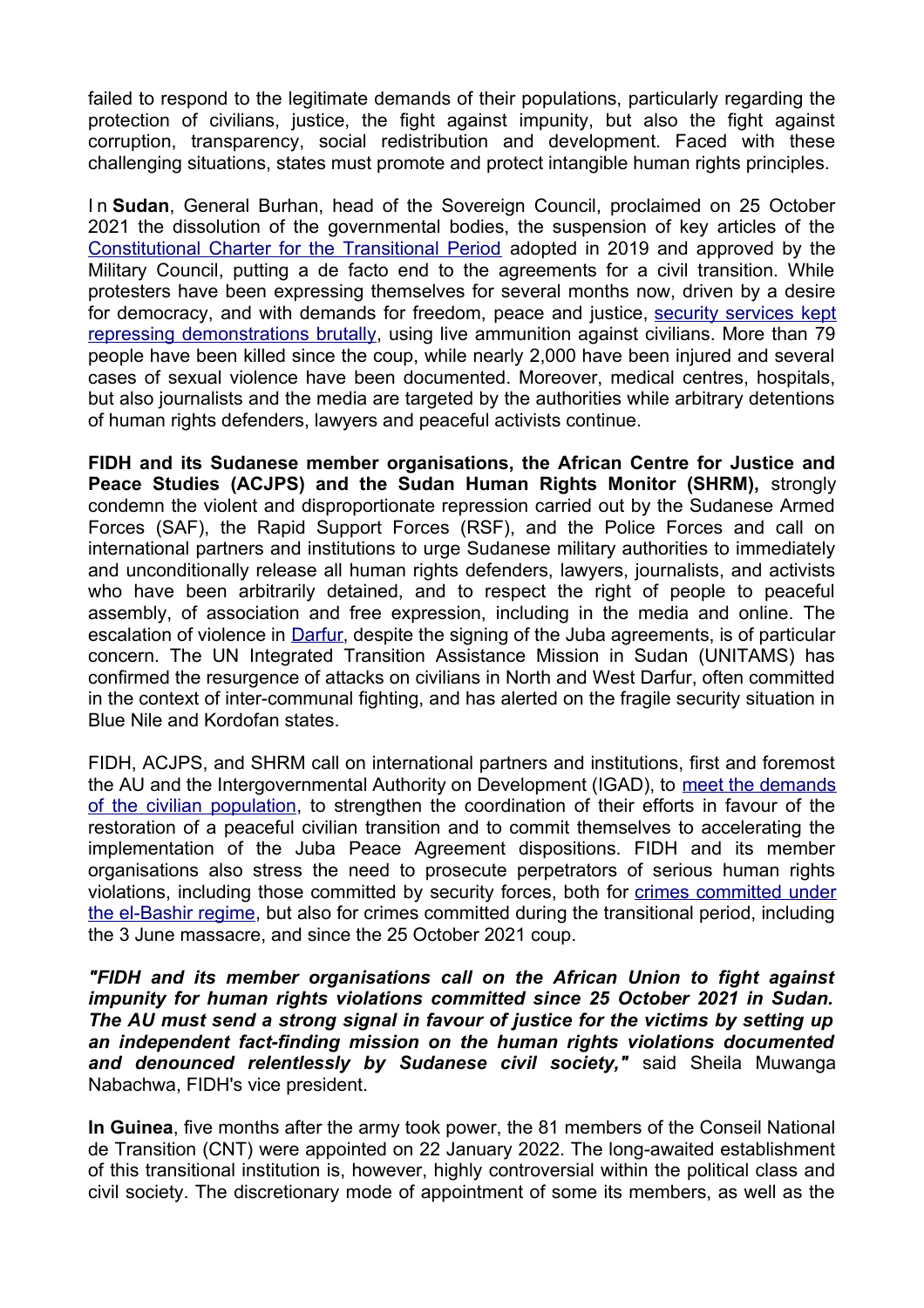failed to respond to the legitimate demands of their populations, particularly regarding the protection of civilians, justice, the fight against impunity, but also the fight against corruption, transparency, social redistribution and development. Faced with these challenging situations, states must promote and protect intangible human rights principles.

In **Sudan**, General Burhan, head of the Sovereign Council, proclaimed on 25 October 2021 the dissolution of the governmental bodies, the suspension of key articles of the Constitutional Charter for the Transitional Period adopted in 2019 and approved by the Military Council, putting a de facto end to the agreements for a civil transition. While protesters have been expressing themselves for several months now, driven by a desire for democracy, and with demands for freedom, peace and justice, security services kept repressing demonstrations brutally, using live ammunition against civilians. More than 79 people have been killed since the coup, while nearly 2,000 have been injured and several cases of sexual violence have been documented. Moreover, medical centres, hospitals, but also journalists and the media are targeted by the authorities while arbitrary detentions of human rights defenders, lawyers and peaceful activists continue.

**FIDH and its Sudanese member organisations, the African Centre for Justice and Peace Studies (ACJPS) and the Sudan Human Rights Monitor (SHRM),** strongly condemn the violent and disproportionate repression carried out by the Sudanese Armed Forces (SAF), the Rapid Support Forces (RSF), and the Police Forces and call on international partners and institutions to urge Sudanese military authorities to immediately and unconditionally release all human rights defenders, lawyers, journalists, and activists who have been arbitrarily detained, and to respect the right of people to peaceful assembly, of association and free expression, including in the media and online. The escalation of violence in Darfur, despite the signing of the Juba agreements, is of particular concern. The UN Integrated Transition Assistance Mission in Sudan (UNITAMS) has confirmed the resurgence of attacks on civilians in North and West Darfur, often committed in the context of inter-communal fighting, and has alerted on the fragile security situation in Blue Nile and Kordofan states.

FIDH, ACJPS, and SHRM call on international partners and institutions, first and foremost the AU and the Intergovernmental Authority on Development (IGAD), to meet the demands of the civilian population, to strengthen the coordination of their efforts in favour of the restoration of a peaceful civilian transition and to commit themselves to accelerating the implementation of the Juba Peace Agreement dispositions. FIDH and its member organisations also stress the need to prosecute perpetrators of serious human rights violations, including those committed by security forces, both for crimes committed under the el-Bashir regime, but also for crimes committed during the transitional period, including the 3 June massacre, and since the 25 October 2021 coup.

***"FIDH and its member organisations call on the African Union to fight against impunity for human rights violations committed since 25 October 2021 in Sudan. The AU must send a strong signal in favour of justice for the victims by setting up an independent fact-finding mission on the human rights violations documented and denounced relentlessly by Sudanese civil society,"*** said Sheila Muwanga Nabachwa, FIDH's vice president.

**In Guinea**, five months after the army took power, the 81 members of the Conseil National de Transition (CNT) were appointed on 22 January 2022. The long-awaited establishment of this transitional institution is, however, highly controversial within the political class and civil society. The discretionary mode of appointment of some its members, as well as the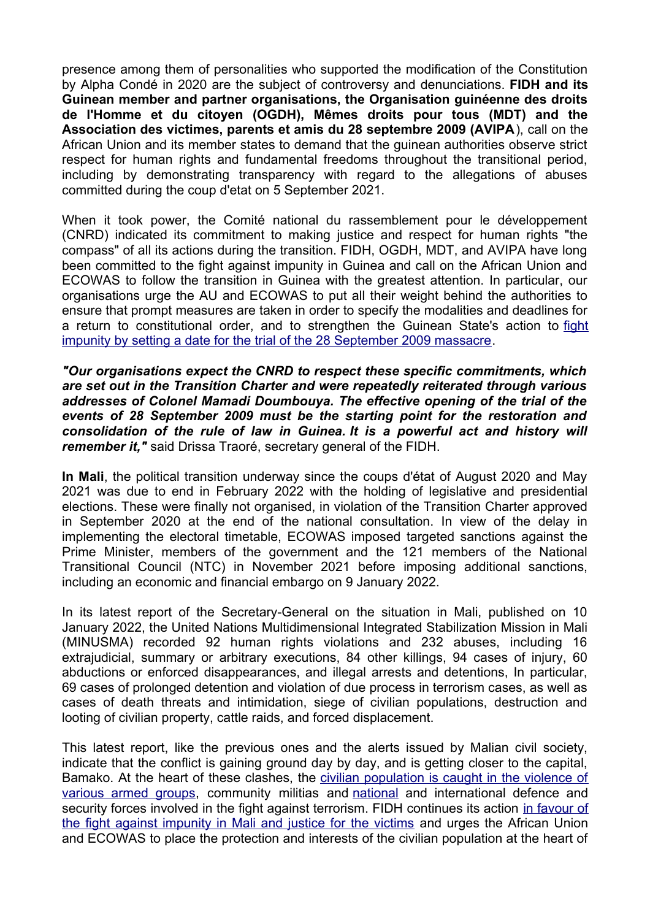presence among them of personalities who supported the modification of the Constitution by Alpha Condé in 2020 are the subject of controversy and denunciations. **FIDH and its Guinean member and partner organisations, the Organisation guinéenne des droits de l'Homme et du citoyen (OGDH), Mêmes droits pour tous (MDT) and the Association des victimes, parents et amis du 28 septembre 2009 (AVIPA**), call on the African Union and its member states to demand that the guinean authorities observe strict respect for human rights and fundamental freedoms throughout the transitional period, including by demonstrating transparency with regard to the allegations of abuses committed during the coup d'etat on 5 September 2021.

When it took power, the Comité national du rassemblement pour le développement (CNRD) indicated its commitment to making justice and respect for human rights "the compass" of all its actions during the transition. FIDH, OGDH, MDT, and AVIPA have long been committed to the fight against impunity in Guinea and call on the African Union and ECOWAS to follow the transition in Guinea with the greatest attention. In particular, our organisations urge the AU and ECOWAS to put all their weight behind the authorities to ensure that prompt measures are taken in order to specify the modalities and deadlines for a return to constitutional order, and to strengthen the Guinean State's action to fight impunity by setting a date for the trial of the 28 September 2009 massacre.

***"Our organisations expect the CNRD to respect these specific commitments, which are set out in the Transition Charter and were repeatedly reiterated through various addresses of Colonel Mamadi Doumbouya. The effective opening of the trial of the events of 28 September 2009 must be the starting point for the restoration and consolidation of the rule of law in Guinea. It is a powerful act and history will remember it,"*** said Drissa Traoré, secretary general of the FIDH.

**In Mali**, the political transition underway since the coups d'état of August 2020 and May 2021 was due to end in February 2022 with the holding of legislative and presidential elections. These were finally not organised, in violation of the Transition Charter approved in September 2020 at the end of the national consultation. In view of the delay in implementing the electoral timetable, ECOWAS imposed targeted sanctions against the Prime Minister, members of the government and the 121 members of the National Transitional Council (NTC) in November 2021 before imposing additional sanctions, including an economic and financial embargo on 9 January 2022.

In its latest report of the Secretary-General on the situation in Mali, published on 10 January 2022, the United Nations Multidimensional Integrated Stabilization Mission in Mali (MINUSMA) recorded 92 human rights violations and 232 abuses, including 16 extrajudicial, summary or arbitrary executions, 84 other killings, 94 cases of injury, 60 abductions or enforced disappearances, and illegal arrests and detentions, In particular, 69 cases of prolonged detention and violation of due process in terrorism cases, as well as cases of death threats and intimidation, siege of civilian populations, destruction and looting of civilian property, cattle raids, and forced displacement.

This latest report, like the previous ones and the alerts issued by Malian civil society, indicate that the conflict is gaining ground day by day, and is getting closer to the capital, Bamako. At the heart of these clashes, the civilian population is caught in the violence of various armed groups, community militias and national and international defence and security forces involved in the fight against terrorism. FIDH continues its action in favour of the fight against impunity in Mali and justice for the victims and urges the African Union and ECOWAS to place the protection and interests of the civilian population at the heart of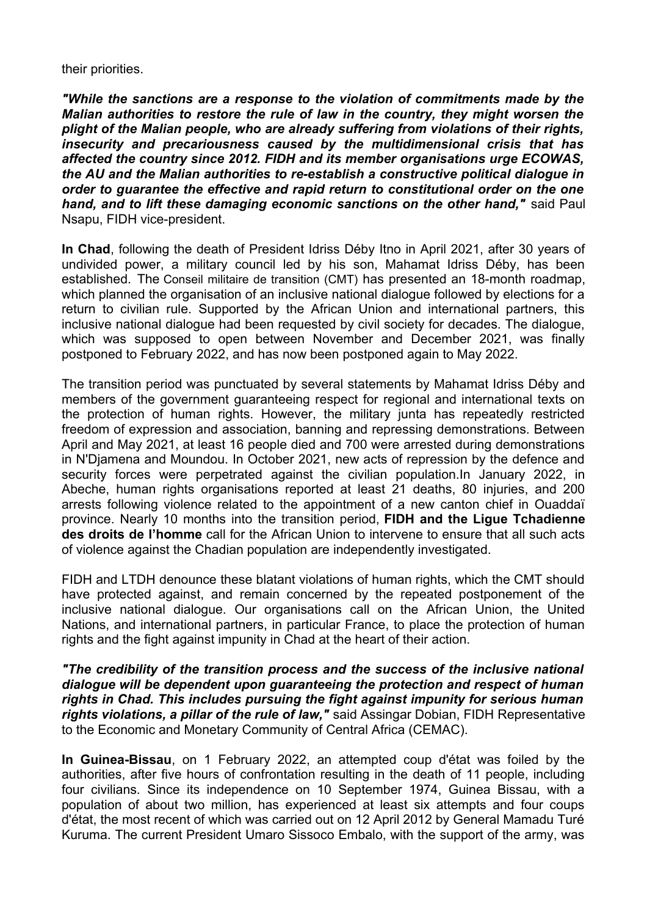their priorities.

***"While the sanctions are a response to the violation of commitments made by the Malian authorities to restore the rule of law in the country, they might worsen the plight of the Malian people, who are already suffering from violations of their rights, insecurity and precariousness caused by the multidimensional crisis that has affected the country since 2012. FIDH and its member organisations urge ECOWAS, the AU and the Malian authorities to re-establish a constructive political dialogue in order to guarantee the effective and rapid return to constitutional order on the one hand, and to lift these damaging economic sanctions on the other hand,"*** said Paul Nsapu, FIDH vice-president.

**In Chad**, following the death of President Idriss Déby Itno in April 2021, after 30 years of undivided power, a military council led by his son, Mahamat Idriss Déby, has been established. The Conseil militaire de transition (CMT) has presented an 18-month roadmap, which planned the organisation of an inclusive national dialogue followed by elections for a return to civilian rule. Supported by the African Union and international partners, this inclusive national dialogue had been requested by civil society for decades. The dialogue, which was supposed to open between November and December 2021, was finally postponed to February 2022, and has now been postponed again to May 2022.

The transition period was punctuated by several statements by Mahamat Idriss Déby and members of the government guaranteeing respect for regional and international texts on the protection of human rights. However, the military junta has repeatedly restricted freedom of expression and association, banning and repressing demonstrations. Between April and May 2021, at least 16 people died and 700 were arrested during demonstrations in N'Djamena and Moundou. In October 2021, new acts of repression by the defence and security forces were perpetrated against the civilian population.In January 2022, in Abeche, human rights organisations reported at least 21 deaths, 80 injuries, and 200 arrests following violence related to the appointment of a new canton chief in Ouaddaï province. Nearly 10 months into the transition period, **FIDH and the Ligue Tchadienne des droits de l'homme** call for the African Union to intervene to ensure that all such acts of violence against the Chadian population are independently investigated.

FIDH and LTDH denounce these blatant violations of human rights, which the CMT should have protected against, and remain concerned by the repeated postponement of the inclusive national dialogue. Our organisations call on the African Union, the United Nations, and international partners, in particular France, to place the protection of human rights and the fight against impunity in Chad at the heart of their action.

***"The credibility of the transition process and the success of the inclusive national dialogue will be dependent upon guaranteeing the protection and respect of human rights in Chad. This includes pursuing the fight against impunity for serious human rights violations, a pillar of the rule of law,"*** said Assingar Dobian, FIDH Representative to the Economic and Monetary Community of Central Africa (CEMAC).

**In Guinea-Bissau**, on 1 February 2022, an attempted coup d'état was foiled by the authorities, after five hours of confrontation resulting in the death of 11 people, including four civilians. Since its independence on 10 September 1974, Guinea Bissau, with a population of about two million, has experienced at least six attempts and four coups d'état, the most recent of which was carried out on 12 April 2012 by General Mamadu Turé Kuruma. The current President Umaro Sissoco Embalo, with the support of the army, was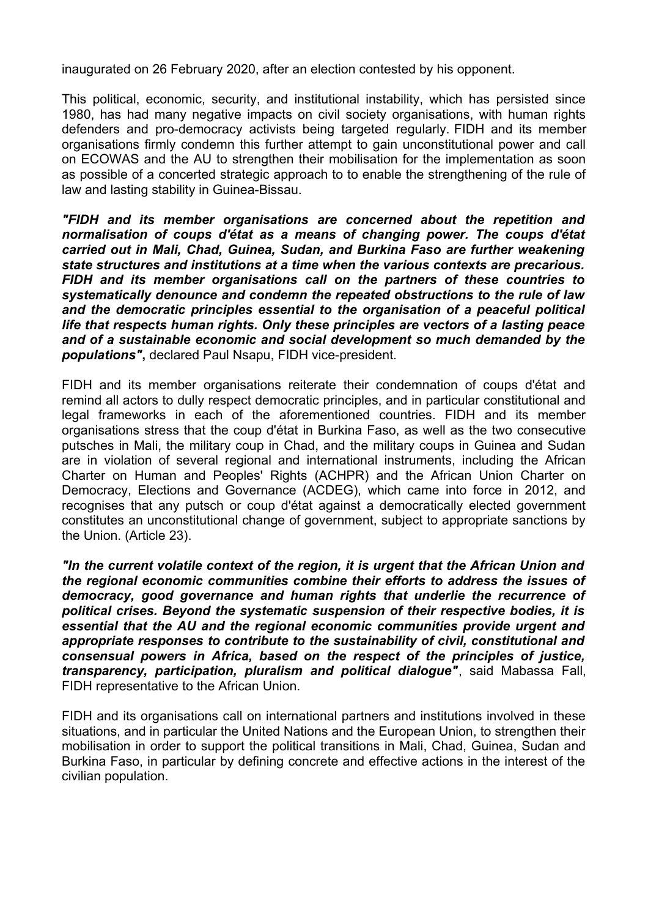inaugurated on 26 February 2020, after an election contested by his opponent.

This political, economic, security, and institutional instability, which has persisted since 1980, has had many negative impacts on civil society organisations, with human rights defenders and pro-democracy activists being targeted regularly. FIDH and its member organisations firmly condemn this further attempt to gain unconstitutional power and call on ECOWAS and the AU to strengthen their mobilisation for the implementation as soon as possible of a concerted strategic approach to to enable the strengthening of the rule of law and lasting stability in Guinea-Bissau.

***"FIDH and its member organisations are concerned about the repetition and normalisation of coups d'état as a means of changing power. The coups d'état carried out in Mali, Chad, Guinea, Sudan, and Burkina Faso are further weakening state structures and institutions at a time when the various contexts are precarious. FIDH and its member organisations call on the partners of these countries to systematically denounce and condemn the repeated obstructions to the rule of law and the democratic principles essential to the organisation of a peaceful political life that respects human rights. Only these principles are vectors of a lasting peace and of a sustainable economic and social development so much demanded by the populations"***, declared Paul Nsapu, FIDH vice-president.

FIDH and its member organisations reiterate their condemnation of coups d'état and remind all actors to dully respect democratic principles, and in particular constitutional and legal frameworks in each of the aforementioned countries. FIDH and its member organisations stress that the coup d'état in Burkina Faso, as well as the two consecutive putsches in Mali, the military coup in Chad, and the military coups in Guinea and Sudan are in violation of several regional and international instruments, including the African Charter on Human and Peoples' Rights (ACHPR) and the African Union Charter on Democracy, Elections and Governance (ACDEG), which came into force in 2012, and recognises that any putsch or coup d'état against a democratically elected government constitutes an unconstitutional change of government, subject to appropriate sanctions by the Union. (Article 23).

***"In the current volatile context of the region, it is urgent that the African Union and the regional economic communities combine their efforts to address the issues of democracy, good governance and human rights that underlie the recurrence of political crises. Beyond the systematic suspension of their respective bodies, it is essential that the AU and the regional economic communities provide urgent and appropriate responses to contribute to the sustainability of civil, constitutional and consensual powers in Africa, based on the respect of the principles of justice, transparency, participation, pluralism and political dialogue"***, said Mabassa Fall, FIDH representative to the African Union.

FIDH and its organisations call on international partners and institutions involved in these situations, and in particular the United Nations and the European Union, to strengthen their mobilisation in order to support the political transitions in Mali, Chad, Guinea, Sudan and Burkina Faso, in particular by defining concrete and effective actions in the interest of the civilian population.